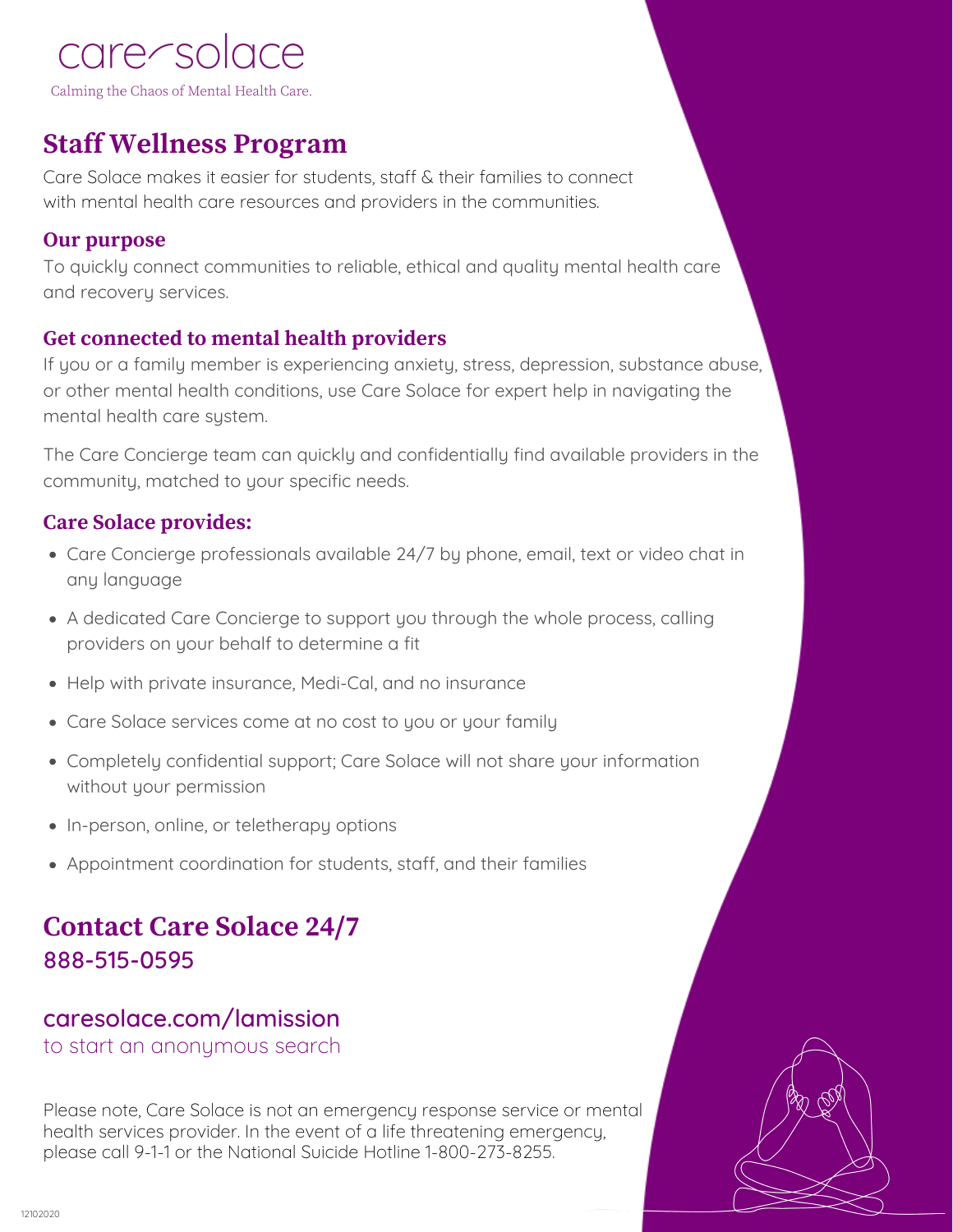care solace

Calming the Chaos of Mental Health Care.

# Staff Wellness Program

Care Solace makes it easier for students, staff & their families to connect with mental health care resources and providers in the communities.

## Our purpose

To quickly connect communities to reliable, ethical and quality mental health care and recovery services.

## Get connected to mental health providers

If you or a family member is experiencing anxiety, stress, depression, substance abuse, or other mental health conditions, use Care Solace for expert help in navigating the mental health care system.

The Care Concierge team can quickly and confidentially find available providers in the community, matched to your specific needs.

## Care Solace provides:

- Care Concierge professionals available 24/7 by phone, email, text or video chat in any language
- A dedicated Care Concierge to support you through the whole process, calling providers on your behalf to determine a fit
- Help with private insurance, Medi-Cal, and no insurance
- Care Solace services come at no cost to you or your family
- Completely confidential support; Care Solace will not share your information without your permission
- In-person, online, or teletherapy options
- Appointment coordination for students, staff, and their families

# Contact Care Solace 24/7

**888-515-0595**

**caresolace.com/lamission**
to start an anonymous search

Please note, Care Solace is not an emergency response service or mental health services provider. In the event of a life threatening emergency, please call 9-1-1 or the National Suicide Hotline 1-800-273-8255.

12102020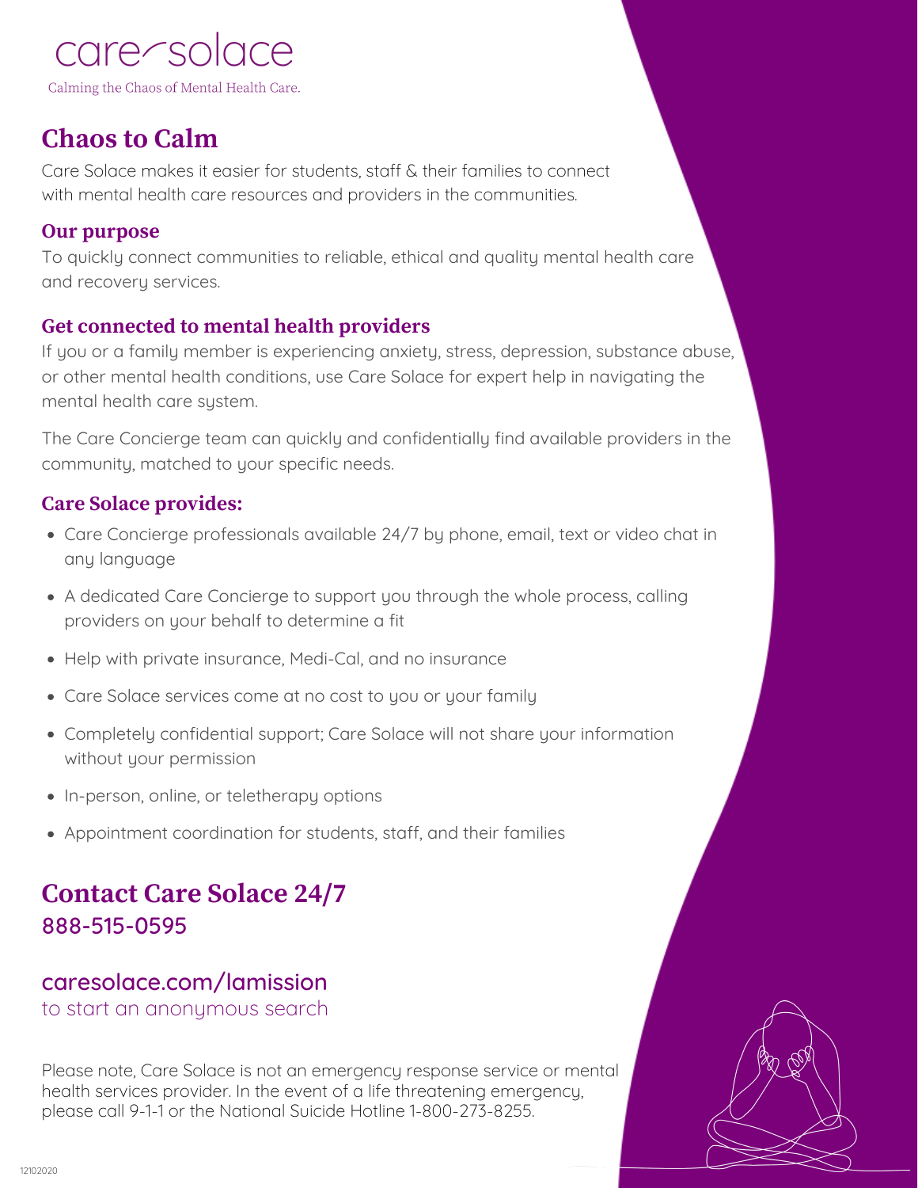care solace

Calming the Chaos of Mental Health Care.

## Chaos to Calm

Care Solace makes it easier for students, staff & their families to connect with mental health care resources and providers in the communities.

### Our purpose

To quickly connect communities to reliable, ethical and quality mental health care and recovery services.

### Get connected to mental health providers

If you or a family member is experiencing anxiety, stress, depression, substance abuse, or other mental health conditions, use Care Solace for expert help in navigating the mental health care system.

The Care Concierge team can quickly and confidentially find available providers in the community, matched to your specific needs.

### Care Solace provides:

- Care Concierge professionals available 24/7 by phone, email, text or video chat in any language
- A dedicated Care Concierge to support you through the whole process, calling providers on your behalf to determine a fit
- Help with private insurance, Medi-Cal, and no insurance
- Care Solace services come at no cost to you or your family
- Completely confidential support; Care Solace will not share your information without your permission
- In-person, online, or teletherapy options
- Appointment coordination for students, staff, and their families

## Contact Care Solace 24/7

**888-515-0595**

**caresolace.com/lamission**
to start an anonymous search

Please note, Care Solace is not an emergency response service or mental health services provider. In the event of a life threatening emergency, please call 9-1-1 or the National Suicide Hotline 1-800-273-8255.

12102020